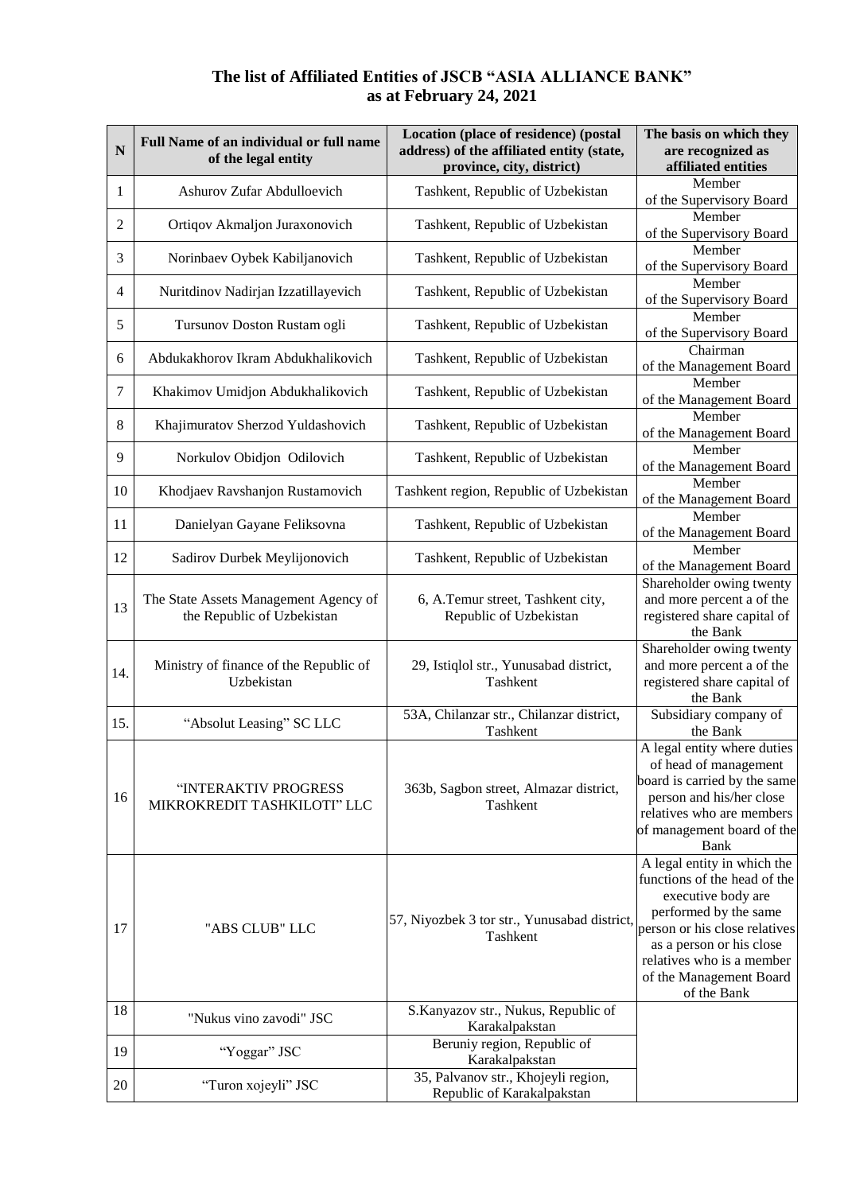# The list of Affiliated Entities of JSCB "ASIA ALLIANCE BANK" as at February 24, 2021

| N | Full Name of an individual or full name of the legal entity | Location (place of residence) (postal address) of the affiliated entity (state, province, city, district) | The basis on which they are recognized as affiliated entities |
|---|---|---|---|
| 1 | Ashurov Zufar Abdulloevich | Tashkent, Republic of Uzbekistan | Member of the Supervisory Board |
| 2 | Ortiqov Akmaljon Juraxonovich | Tashkent, Republic of Uzbekistan | Member of the Supervisory Board |
| 3 | Norinbaev Oybek Kabiljanovich | Tashkent, Republic of Uzbekistan | Member of the Supervisory Board |
| 4 | Nuritdinov Nadirjan Izzatillayevich | Tashkent, Republic of Uzbekistan | Member of the Supervisory Board |
| 5 | Tursunov Doston Rustam ogli | Tashkent, Republic of Uzbekistan | Member of the Supervisory Board |
| 6 | Abdukakhorov Ikram Abdukhalikovich | Tashkent, Republic of Uzbekistan | Chairman of the Management Board |
| 7 | Khakimov Umidjon Abdukhalikovich | Tashkent, Republic of Uzbekistan | Member of the Management Board |
| 8 | Khajimuratov Sherzod Yuldashovich | Tashkent, Republic of Uzbekistan | Member of the Management Board |
| 9 | Norkulov Obidjon Odilovich | Tashkent, Republic of Uzbekistan | Member of the Management Board |
| 10 | Khodjaev Ravshanjon Rustamovich | Tashkent region, Republic of Uzbekistan | Member of the Management Board |
| 11 | Danielyan Gayane Feliksovna | Tashkent, Republic of Uzbekistan | Member of the Management Board |
| 12 | Sadirov Durbek Meylijonovich | Tashkent, Republic of Uzbekistan | Member of the Management Board |
| 13 | The State Assets Management Agency of the Republic of Uzbekistan | 6, A.Temur street, Tashkent city, Republic of Uzbekistan | Shareholder owing twenty and more percent a of the registered share capital of the Bank |
| 14. | Ministry of finance of the Republic of Uzbekistan | 29, Istiqlol str., Yunusabad district, Tashkent | Shareholder owing twenty and more percent a of the registered share capital of the Bank |
| 15. | "Absolut Leasing" SC LLC | 53A, Chilanzar str., Chilanzar district, Tashkent | Subsidiary company of the Bank |
| 16 | "INTERAKTIV PROGRESS MIKROKREDIT TASHKILOTI" LLC | 363b, Sagbon street, Almazar district, Tashkent | A legal entity where duties of head of management board is carried by the same person and his/her close relatives who are members of management board of the Bank |
| 17 | "ABS CLUB" LLC | 57, Niyozbek 3 tor str., Yunusabad district, Tashkent | A legal entity in which the functions of the head of the executive body are performed by the same person or his close relatives as a person or his close relatives who is a member of the Management Board of the Bank |
| 18 | "Nukus vino zavodi" JSC | S.Kanyazov str., Nukus, Republic of Karakalpakstan | |
| 19 | "Yoggar" JSC | Beruniy region, Republic of Karakalpakstan | |
| 20 | "Turon xojeyli" JSC | 35, Palvanov str., Khojeyli region, Republic of Karakalpakstan | |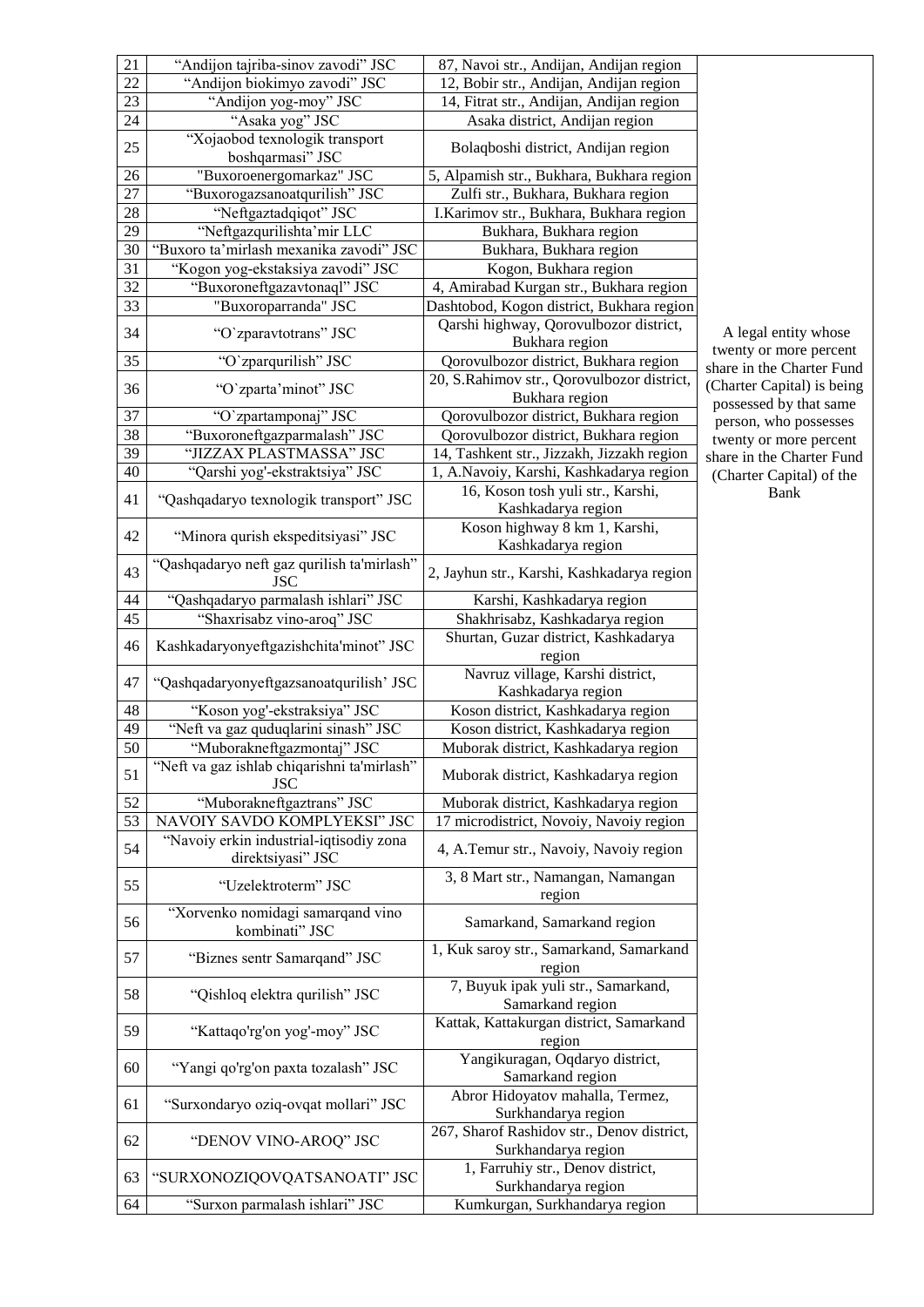| 21 | "Andijon tajriba-sinov zavodi" JSC | 87, Navoi str., Andijan, Andijan region | A legal entity whose twenty or more percent share in the Charter Fund (Charter Capital) is being possessed by that same person, who possesses twenty or more percent share in the Charter Fund (Charter Capital) of the Bank |
|---|---|---|---|
| 22 | "Andijon biokimyo zavodi" JSC | 12, Bobir str., Andijan, Andijan region | |
| 23 | "Andijon yog-moy" JSC | 14, Fitrat str., Andijan, Andijan region | |
| 24 | "Asaka yog" JSC | Asaka district, Andijan region | |
| 25 | "Xojaobod texnologik transport boshqarmasi" JSC | Bolaqboshi district, Andijan region | |
| 26 | "Buxoroenergomarkaz" JSC | 5, Alpamish str., Bukhara, Bukhara region | |
| 27 | "Buxorogazsanoatqurilish" JSC | Zulfi str., Bukhara, Bukhara region | |
| 28 | "Neftgaztadqiqot" JSC | I.Karimov str., Bukhara, Bukhara region | |
| 29 | "Neftgazqurilishta'mir LLC | Bukhara, Bukhara region | |
| 30 | "Buxoro ta'mirlash mexanika zavodi" JSC | Bukhara, Bukhara region | |
| 31 | "Kogon yog-ekstaksiya zavodi" JSC | Kogon, Bukhara region | |
| 32 | "Buxoroneftgazavtonaql" JSC | 4, Amirabad Kurgan str., Bukhara region | |
| 33 | "Buxoroparranda" JSC | Dashtobod, Kogon district, Bukhara region | |
| 34 | "O`zparavtotrans" JSC | Qarshi highway, Qorovulbozor district, Bukhara region | |
| 35 | "O`zparqurilish" JSC | Qorovulbozor district, Bukhara region | |
| 36 | "O`zparta'minot" JSC | 20, S.Rahimov str., Qorovulbozor district, Bukhara region | |
| 37 | "O`zpartamponaj" JSC | Qorovulbozor district, Bukhara region | |
| 38 | "Buxoroneftgazparmalash" JSC | Qorovulbozor district, Bukhara region | |
| 39 | "JIZZAX PLASTMASSA" JSC | 14, Tashkent str., Jizzakh, Jizzakh region | |
| 40 | "Qarshi yog'-ekstraktsiya" JSC | 1, A.Navoiy, Karshi, Kashkadarya region | |
| 41 | "Qashqadaryo texnologik transport" JSC | 16, Koson tosh yuli str., Karshi, Kashkadarya region | |
| 42 | "Minora qurish ekspeditsiyasi" JSC | Koson highway 8 km 1, Karshi, Kashkadarya region | |
| 43 | "Qashqadaryo neft gaz qurilish ta'mirlash" JSC | 2, Jayhun str., Karshi, Kashkadarya region | |
| 44 | "Qashqadaryo parmalash ishlari" JSC | Karshi, Kashkadarya region | |
| 45 | "Shaxrisabz vino-aroq" JSC | Shakhrisabz, Kashkadarya region | |
| 46 | Kashkadaryonyeftgazishchita'minot" JSC | Shurtan, Guzar district, Kashkadarya region | |
| 47 | "Qashqadaryonyeftgazsanoatqurilish' JSC | Navruz village, Karshi district, Kashkadarya region | |
| 48 | "Koson yog'-ekstraksiya" JSC | Koson district, Kashkadarya region | |
| 49 | "Neft va gaz quduqlarini sinash" JSC | Koson district, Kashkadarya region | |
| 50 | "Muborakneftgazmontaj" JSC | Muborak district, Kashkadarya region | |
| 51 | "Neft va gaz ishlab chiqarishni ta'mirlash" JSC | Muborak district, Kashkadarya region | |
| 52 | "Muborakneftgaztrans" JSC | Muborak district, Kashkadarya region | |
| 53 | NAVOIY SAVDO KOMPLYEKSI" JSC | 17 microdistrict, Novoiy, Navoiy region | |
| 54 | "Navoiy erkin industrial-iqtisodiy zona direktsiyasi" JSC | 4, A.Temur str., Navoiy, Navoiy region | |
| 55 | "Uzelektroterm" JSC | 3, 8 Mart str., Namangan, Namangan region | |
| 56 | "Xorvenko nomidagi samarqand vino kombinati" JSC | Samarkand, Samarkand region | |
| 57 | "Biznes sentr Samarqand" JSC | 1, Kuk saroy str., Samarkand, Samarkand region | |
| 58 | "Qishloq elektra qurilish" JSC | 7, Buyuk ipak yuli str., Samarkand, Samarkand region | |
| 59 | "Kattaqo'rg'on yog'-moy" JSC | Kattak, Kattakurgan district, Samarkand region | |
| 60 | "Yangi qo'rg'on paxta tozalash" JSC | Yangikuragan, Oqdaryo district, Samarkand region | |
| 61 | "Surxondaryo oziq-ovqat mollari" JSC | Abror Hidoyatov mahalla, Termez, Surkhandarya region | |
| 62 | "DENOV VINO-AROQ" JSC | 267, Sharof Rashidov str., Denov district, Surkhandarya region | |
| 63 | "SURXONOZIQOVQATSANOATI" JSC | 1, Farruhiy str., Denov district, Surkhandarya region | |
| 64 | "Surxon parmalash ishlari" JSC | Kumkurgan, Surkhandarya region | |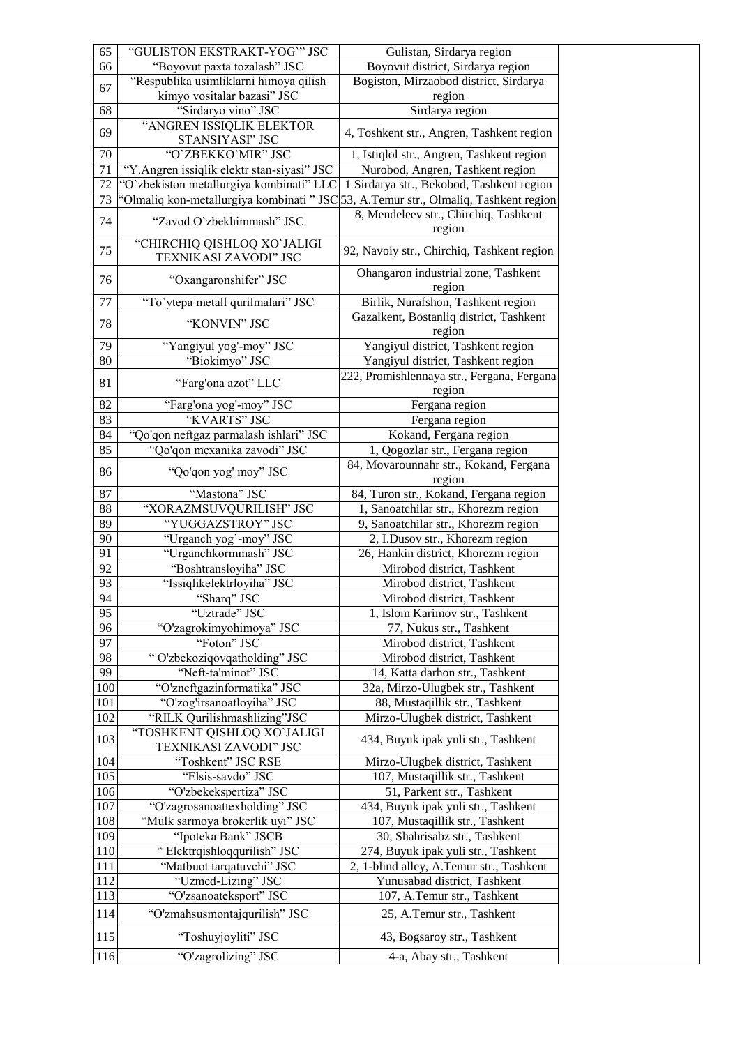| 65 | "GULISTON EKSTRAKT-YOG`" JSC | Gulistan, Sirdarya region | |
|---|---|---|---|
| 66 | "Boyovut paxta tozalash" JSC | Boyovut district, Sirdarya region | |
| 67 | "Respublika usimliklarni himoya qilish kimyo vositalar bazasi" JSC | Bogiston, Mirzaobod district, Sirdarya region | |
| 68 | "Sirdaryo vino" JSC | Sirdarya region | |
| 69 | "ANGREN ISSIQLIK ELEKTOR STANSIYASI" JSC | 4, Toshkent str., Angren, Tashkent region | |
| 70 | "O`ZBEKKO`MIR" JSC | 1, Istiqlol str., Angren, Tashkent region | |
| 71 | "Y.Angren issiqlik elektr stan-siyasi" JSC | Nurobod, Angren, Tashkent region | |
| 72 | "O`zbekiston metallurgiya kombinati" LLC | 1 Sirdarya str., Bekobod, Tashkent region | |
| 73 | "Olmaliq kon-metallurgiya kombinati " JSC | 53, A.Temur str., Olmaliq, Tashkent region | |
| 74 | "Zavod O`zbekhimmash" JSC | 8, Mendeleev str., Chirchiq, Tashkent region | |
| 75 | "CHIRCHIQ QISHLOQ XO`JALIGI TEXNIKASI ZAVODI" JSC | 92, Navoiy str., Chirchiq, Tashkent region | |
| 76 | "Oxangaronshifer" JSC | Ohangaron industrial zone, Tashkent region | |
| 77 | "To`ytepa metall qurilmalari" JSC | Birlik, Nurafshon, Tashkent region | |
| 78 | "KONVIN" JSC | Gazalkent, Bostanliq district, Tashkent region | |
| 79 | "Yangiyul yog'-moy" JSC | Yangiyul district, Tashkent region | |
| 80 | "Biokimyo" JSC | Yangiyul district, Tashkent region | |
| 81 | "Farg'ona azot" LLC | 222, Promishlennaya str., Fergana, Fergana region | |
| 82 | "Farg'ona yog'-moy" JSC | Fergana region | |
| 83 | "KVARTS" JSC | Fergana region | |
| 84 | "Qo'qon neftgaz parmalash ishlari" JSC | Kokand, Fergana region | |
| 85 | "Qo'qon mexanika zavodi" JSC | 1, Qogozlar str., Fergana region | |
| 86 | "Qo'qon yog' moy" JSC | 84, Movarounnahr str., Kokand, Fergana region | |
| 87 | "Mastona" JSC | 84, Turon str., Kokand, Fergana region | |
| 88 | "XORAZMSUVQURILISH" JSC | 1, Sanoatchilar str., Khorezm region | |
| 89 | "YUGGAZSTROY" JSC | 9, Sanoatchilar str., Khorezm region | |
| 90 | "Urganch yog`-moy" JSC | 2, I.Dusov str., Khorezm region | |
| 91 | "Urganchkormmash" JSC | 26, Hankin district, Khorezm region | |
| 92 | "Boshtransloyiha" JSC | Mirobod district, Tashkent | |
| 93 | "Issiqlikelektrloyiha" JSC | Mirobod district, Tashkent | |
| 94 | "Sharq" JSC | Mirobod district, Tashkent | |
| 95 | "Uztrade" JSC | 1, Islom Karimov str., Tashkent | |
| 96 | "O'zagrokimyohimoya" JSC | 77, Nukus str., Tashkent | |
| 97 | "Foton" JSC | Mirobod district, Tashkent | |
| 98 | " O'zbekoziqovqatholding" JSC | Mirobod district, Tashkent | |
| 99 | "Neft-ta'minot" JSC | 14, Katta darhon str., Tashkent | |
| 100 | "O'zneftgazinformatika" JSC | 32a, Mirzo-Ulugbek str., Tashkent | |
| 101 | "O'zog'irsanoatloyiha" JSC | 88, Mustaqillik str., Tashkent | |
| 102 | "RILK Qurilishmashlizing"JSC | Mirzo-Ulugbek district, Tashkent | |
| 103 | "TOSHKENT QISHLOQ XO`JALIGI TEXNIKASI ZAVODI" JSC | 434, Buyuk ipak yuli str., Tashkent | |
| 104 | "Toshkent" JSC RSE | Mirzo-Ulugbek district, Tashkent | |
| 105 | "Elsis-savdo" JSC | 107, Mustaqillik str., Tashkent | |
| 106 | "O'zbekekspertiza" JSC | 51, Parkent str., Tashkent | |
| 107 | "O'zagrosanoattexholding" JSC | 434, Buyuk ipak yuli str., Tashkent | |
| 108 | "Mulk sarmoya brokerlik uyi" JSC | 107, Mustaqillik str., Tashkent | |
| 109 | "Ipoteka Bank" JSCB | 30, Shahrisabz str., Tashkent | |
| 110 | " Elektrqishloqqurilish" JSC | 274, Buyuk ipak yuli str., Tashkent | |
| 111 | "Matbuot tarqatuvchi" JSC | 2, 1-blind alley, A.Temur str., Tashkent | |
| 112 | "Uzmed-Lizing" JSC | Yunusabad district, Tashkent | |
| 113 | "O'zsanoateksport" JSC | 107, A.Temur str., Tashkent | |
| 114 | "O'zmahsusmontajqurilish" JSC | 25, A.Temur str., Tashkent | |
| 115 | "Toshuyjoyliti" JSC | 43, Bogsaroy str., Tashkent | |
| 116 | "O'zagrolizing" JSC | 4-a, Abay str., Tashkent | |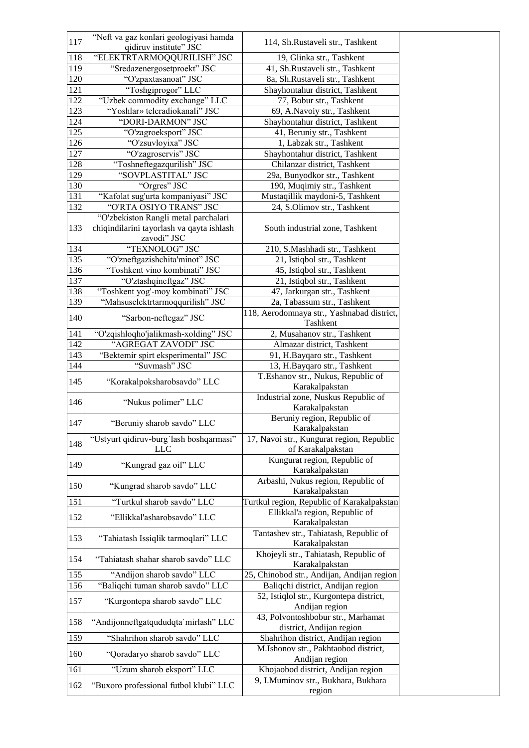| 117 | “Neft va gaz konlari geologiyasi hamda qidiruv institute” JSC | 114, Sh.Rustaveli str., Tashkent | |
|---|---|---|---|
| 118 | “ELEKTRTARMOQQURILISH” JSC | 19, Glinka str., Tashkent | |
| 119 | “Sredazenergosetproekt” JSC | 41, Sh.Rustaveli str., Tashkent | |
| 120 | “O'zpaxtasanoat” JSC | 8a, Sh.Rustaveli str., Tashkent | |
| 121 | “Toshgiprogor” LLC | Shayhontahur district, Tashkent | |
| 122 | “Uzbek commodity exchange” LLC | 77, Bobur str., Tashkent | |
| 123 | “Yoshlar» teleradiokanali” JSC | 69, A.Navoiy str., Tashkent | |
| 124 | “DORI-DARMON” JSC | Shayhontahur district, Tashkent | |
| 125 | “O'zagroeksport” JSC | 41, Beruniy str., Tashkent | |
| 126 | “O'zsuvloyixa” JSC | 1, Labzak str., Tashkent | |
| 127 | “O'zagroservis” JSC | Shayhontahur district, Tashkent | |
| 128 | “Toshneftegazqurilish” JSC | Chilanzar district, Tashkent | |
| 129 | “SOVPLASTITAL” JSC | 29a, Bunyodkor str., Tashkent | |
| 130 | “Orgres” JSC | 190, Muqimiy str., Tashkent | |
| 131 | “Kafolat sug'urta kompaniyasi” JSC | Mustaqillik maydoni-5, Tashkent | |
| 132 | “O'RTA OSIYO TRANS” JSC | 24, S.Olimov str., Tashkent | |
| 133 | “O'zbekiston Rangli metal parchalari chiqindilarini tayorlash va qayta ishlash zavodi” JSC | South industrial zone, Tashkent | |
| 134 | “TEXNOLOG” JSC | 210, S.Mashhadi str., Tashkent | |
| 135 | “O'zneftgazishchita'minot” JSC | 21, Istiqbol str., Tashkent | |
| 136 | “Toshkent vino kombinati” JSC | 45, Istiqbol str., Tashkent | |
| 137 | “O'ztashqineftgaz” JSC | 21, Istiqbol str., Tashkent | |
| 138 | “Toshkent yog'-moy kombinati” JSC | 47, Jarkurgan str., Tashkent | |
| 139 | “Mahsuselektrtarmoqqurilish” JSC | 2a, Tabassum str., Tashkent | |
| 140 | “Sarbon-neftegaz” JSC | 118, Aerodomnaya str., Yashnabad district, Tashkent | |
| 141 | “O'zqishloqho'jalikmash-xolding” JSC | 2, Musahanov str., Tashkent | |
| 142 | “AGREGAT ZAVODI” JSC | Almazar district, Tashkent | |
| 143 | “Bektemir spirt eksperimental” JSC | 91, H.Bayqaro str., Tashkent | |
| 144 | “Suvmash” JSC | 13, H.Bayqaro str., Tashkent | |
| 145 | “Korakalpoksharobsavdo” LLC | T.Eshanov str., Nukus, Republic of Karakalpakstan | |
| 146 | “Nukus polimer” LLC | Industrial zone, Nuskus Republic of Karakalpakstan | |
| 147 | “Beruniy sharob savdo” LLC | Beruniy region, Republic of Karakalpakstan | |
| 148 | “Ustyurt qidiruv-burg`lash boshqarmasi” LLC | 17, Navoi str., Kungurat region, Republic of Karakalpakstan | |
| 149 | “Kungrad gaz oil” LLC | Kungurat region, Republic of Karakalpakstan | |
| 150 | “Kungrad sharob savdo” LLC | Arbashi, Nukus region, Republic of Karakalpakstan | |
| 151 | “Turtkul sharob savdo” LLC | Turtkul region, Republic of Karakalpakstan | |
| 152 | “Ellikkal'asharobsavdo” LLC | Ellikkal'a region, Republic of Karakalpakstan | |
| 153 | “Tahiatash Issiqlik tarmoqlari” LLC | Tantashev str., Tahiatash, Republic of Karakalpakstan | |
| 154 | “Tahiatash shahar sharob savdo” LLC | Khojeyli str., Tahiatash, Republic of Karakalpakstan | |
| 155 | “Andijon sharob savdo” LLC | 25, Chinobod str., Andijan, Andijan region | |
| 156 | “Baliqchi tuman sharob savdo” LLC | Baliqchi district, Andijan region | |
| 157 | “Kurgontepa sharob savdo” LLC | 52, Istiqlol str., Kurgontepa district, Andijan region | |
| 158 | “Andijonneftgatqududqta`mirlash” LLC | 43, Polvontoshbobur str., Marhamat district, Andijan region | |
| 159 | “Shahrihon sharob savdo” LLC | Shahrihon district, Andijan region | |
| 160 | “Qoradaryo sharob savdo” LLC | M.Ishonov str., Pakhtaobod district, Andijan region | |
| 161 | “Uzum sharob eksport” LLC | Khojaobod district, Andijan region | |
| 162 | “Buxoro professional futbol klubi” LLC | 9, I.Muminov str., Bukhara, Bukhara region | |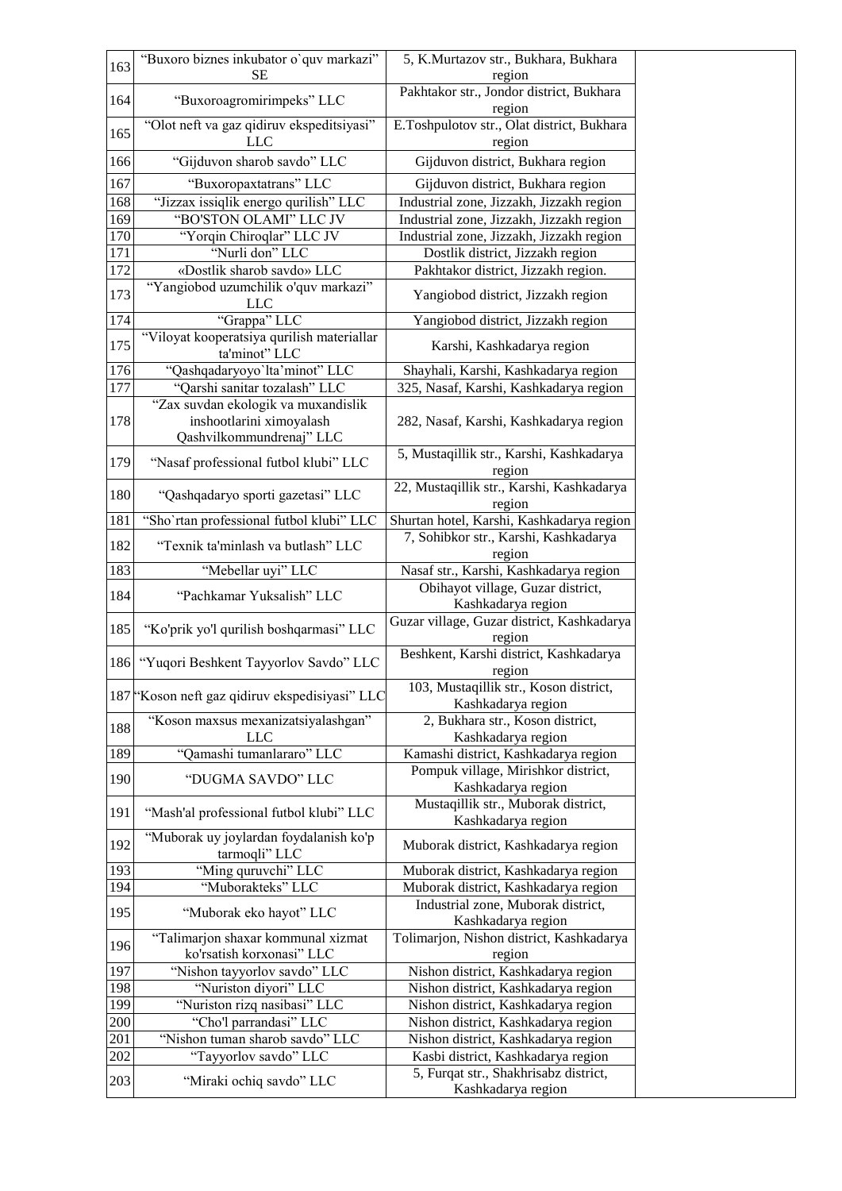| | | | |
|---|---|---|---|
| 163 | "Buxoro biznes inkubator o`quv markazi" SE | 5, K.Murtazov str., Bukhara, Bukhara region | |
| 164 | "Buxoroagromirimpeks" LLC | Pakhtakor str., Jondor district, Bukhara region | |
| 165 | "Olot neft va gaz qidiruv ekspeditsiyasi" LLC | E.Toshpulotov str., Olat district, Bukhara region | |
| 166 | "Gijduvon sharob savdo" LLC | Gijduvon district, Bukhara region | |
| 167 | "Buxoropaxtatrans" LLC | Gijduvon district, Bukhara region | |
| 168 | "Jizzax issiqlik energo qurilish" LLC | Industrial zone, Jizzakh, Jizzakh region | |
| 169 | "BO'STON OLAMI" LLC JV | Industrial zone, Jizzakh, Jizzakh region | |
| 170 | "Yorqin Chiroqlar" LLC JV | Industrial zone, Jizzakh, Jizzakh region | |
| 171 | "Nurli don" LLC | Dostlik district, Jizzakh region | |
| 172 | «Dostlik sharob savdo» LLC | Pakhtakor district, Jizzakh region. | |
| 173 | "Yangiobod uzumchilik o'quv markazi" LLC | Yangiobod district, Jizzakh region | |
| 174 | "Grappa" LLC | Yangiobod district, Jizzakh region | |
| 175 | "Viloyat kooperatsiya qurilish materiallar ta'minot" LLC | Karshi, Kashkadarya region | |
| 176 | "Qashqadaryoyo`lta'minot" LLC | Shayhali, Karshi, Kashkadarya region | |
| 177 | "Qarshi sanitar tozalash" LLC | 325, Nasaf, Karshi, Kashkadarya region | |
| 178 | "Zax suvdan ekologik va muxandislik inshootlarini ximoyalash Qashvilkommundrenaj" LLC | 282, Nasaf, Karshi, Kashkadarya region | |
| 179 | "Nasaf professional futbol klubi" LLC | 5, Mustaqillik str., Karshi, Kashkadarya region | |
| 180 | "Qashqadaryo sporti gazetasi" LLC | 22, Mustaqillik str., Karshi, Kashkadarya region | |
| 181 | "Sho`rtan professional futbol klubi" LLC | Shurtan hotel, Karshi, Kashkadarya region | |
| 182 | "Texnik ta'minlash va butlash" LLC | 7, Sohibkor str., Karshi, Kashkadarya region | |
| 183 | "Mebellar uyi" LLC | Nasaf str., Karshi, Kashkadarya region | |
| 184 | "Pachkamar Yuksalish" LLC | Obihayot village, Guzar district, Kashkadarya region | |
| 185 | "Ko'prik yo'l qurilish boshqarmasi" LLC | Guzar village, Guzar district, Kashkadarya region | |
| 186 | "Yuqori Beshkent Tayyorlov Savdo" LLC | Beshkent, Karshi district, Kashkadarya region | |
| 187 | "Koson neft gaz qidiruv ekspedisiyasi" LLC | 103, Mustaqillik str., Koson district, Kashkadarya region | |
| 188 | "Koson maxsus mexanizatsiyalashgan" LLC | 2, Bukhara str., Koson district, Kashkadarya region | |
| 189 | "Qamashi tumanlararo" LLC | Kamashi district, Kashkadarya region | |
| 190 | "DUGMA SAVDO" LLC | Pompuk village, Mirishkor district, Kashkadarya region | |
| 191 | "Mash'al professional futbol klubi" LLC | Mustaqillik str., Muborak district, Kashkadarya region | |
| 192 | "Muborak uy joylardan foydalanish ko'p tarmoqli" LLC | Muborak district, Kashkadarya region | |
| 193 | "Ming quruvchi" LLC | Muborak district, Kashkadarya region | |
| 194 | "Muborakteks" LLC | Muborak district, Kashkadarya region | |
| 195 | "Muborak eko hayot" LLC | Industrial zone, Muborak district, Kashkadarya region | |
| 196 | "Talimarjon shaxar kommunal xizmat ko'rsatish korxonasi" LLC | Tolimarjon, Nishon district, Kashkadarya region | |
| 197 | "Nishon tayyorlov savdo" LLC | Nishon district, Kashkadarya region | |
| 198 | "Nuriston diyori" LLC | Nishon district, Kashkadarya region | |
| 199 | "Nuriston rizq nasibasi" LLC | Nishon district, Kashkadarya region | |
| 200 | "Cho'l parrandasi" LLC | Nishon district, Kashkadarya region | |
| 201 | "Nishon tuman sharob savdo" LLC | Nishon district, Kashkadarya region | |
| 202 | "Tayyorlov savdo" LLC | Kasbi district, Kashkadarya region | |
| 203 | "Miraki ochiq savdo" LLC | 5, Furqat str., Shakhrisabz district, Kashkadarya region | |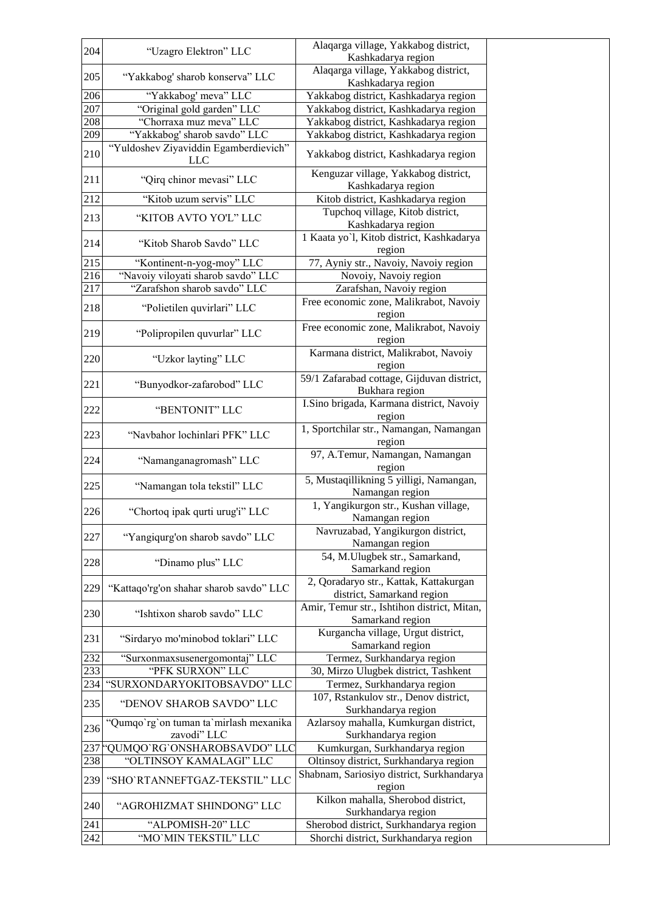| | | | |
|---|---|---|---|
| 204 | “Uzagro Elektron” LLC | Alaqarga village, Yakkabog district, Kashkadarya region | |
| 205 | “Yakkabog' sharob konserva” LLC | Alaqarga village, Yakkabog district, Kashkadarya region | |
| 206 | “Yakkabog' meva” LLC | Yakkabog district, Kashkadarya region | |
| 207 | “Original gold garden” LLC | Yakkabog district, Kashkadarya region | |
| 208 | “Chorraxa muz meva” LLC | Yakkabog district, Kashkadarya region | |
| 209 | “Yakkabog' sharob savdo” LLC | Yakkabog district, Kashkadarya region | |
| 210 | “Yuldoshev Ziyaviddin Egamberdievich” LLC | Yakkabog district, Kashkadarya region | |
| 211 | “Qirq chinor mevasi” LLC | Kenguzar village, Yakkabog district, Kashkadarya region | |
| 212 | “Kitob uzum servis” LLC | Kitob district, Kashkadarya region | |
| 213 | “KITOB AVTO YO'L” LLC | Tupchoq village, Kitob district, Kashkadarya region | |
| 214 | “Kitob Sharob Savdo” LLC | 1 Kaata yo`l, Kitob district, Kashkadarya region | |
| 215 | “Kontinent-n-yog-moy” LLC | 77, Ayniy str., Navoiy, Navoiy region | |
| 216 | “Navoiy viloyati sharob savdo” LLC | Novoiy, Navoiy region | |
| 217 | “Zarafshon sharob savdo” LLC | Zarafshan, Navoiy region | |
| 218 | “Polietilen quvirlari” LLC | Free economic zone, Malikrabot, Navoiy region | |
| 219 | “Polipropilen quvurlar” LLC | Free economic zone, Malikrabot, Navoiy region | |
| 220 | “Uzkor layting” LLC | Karmana district, Malikrabot, Navoiy region | |
| 221 | “Bunyodkor-zafarobod” LLC | 59/1 Zafarabad cottage, Gijduvan district, Bukhara region | |
| 222 | “BENTONIT” LLC | I.Sino brigada, Karmana district, Navoiy region | |
| 223 | “Navbahor lochinlari PFK” LLC | 1, Sportchilar str., Namangan, Namangan region | |
| 224 | “Namanganagromash” LLC | 97, A.Temur, Namangan, Namangan region | |
| 225 | “Namangan tola tekstil” LLC | 5, Mustaqillikning 5 yilligi, Namangan, Namangan region | |
| 226 | “Chortoq ipak qurti urug'i” LLC | 1, Yangikurgon str., Kushan village, Namangan region | |
| 227 | “Yangiqurg'on sharob savdo” LLC | Navruzabad, Yangikurgon district, Namangan region | |
| 228 | “Dinamo plus” LLC | 54, M.Ulugbek str., Samarkand, Samarkand region | |
| 229 | “Kattaqo'rg'on shahar sharob savdo” LLC | 2, Qoradaryo str., Kattak, Kattakurgan district, Samarkand region | |
| 230 | “Ishtixon sharob savdo” LLC | Amir, Temur str., Ishtihon district, Mitan, Samarkand region | |
| 231 | “Sirdaryo mo'minobod toklari” LLC | Kurgancha village, Urgut district, Samarkand region | |
| 232 | “Surxonmaxsusenergomontaj” LLC | Termez, Surkhandarya region | |
| 233 | “PFK SURXON” LLC | 30, Mirzo Ulugbek district, Tashkent | |
| 234 | “SURXONDARYOKITOBSAVDO” LLC | Termez, Surkhandarya region | |
| 235 | “DENOV SHAROB SAVDO” LLC | 107, Rstankulov str., Denov district, Surkhandarya region | |
| 236 | “Qumqo`rg`on tuman ta`mirlash mexanika zavodi” LLC | Azlarsoy mahalla, Kumkurgan district, Surkhandarya region | |
| 237 | “QUMQO`RG`ONSHAROBSAVDO” LLC | Kumkurgan, Surkhandarya region | |
| 238 | “OLTINSOY KAMALAGI” LLC | Oltinsoy district, Surkhandarya region | |
| 239 | “SHO`RTANNEFTGAZ-TEKSTIL” LLC | Shabnam, Sariosiyo district, Surkhandarya region | |
| 240 | “AGROHIZMAT SHINDONG” LLC | Kilkon mahalla, Sherobod district, Surkhandarya region | |
| 241 | “ALPOMISH-20” LLC | Sherobod district, Surkhandarya region | |
| 242 | “MO`MIN TEKSTIL” LLC | Shorchi district, Surkhandarya region | |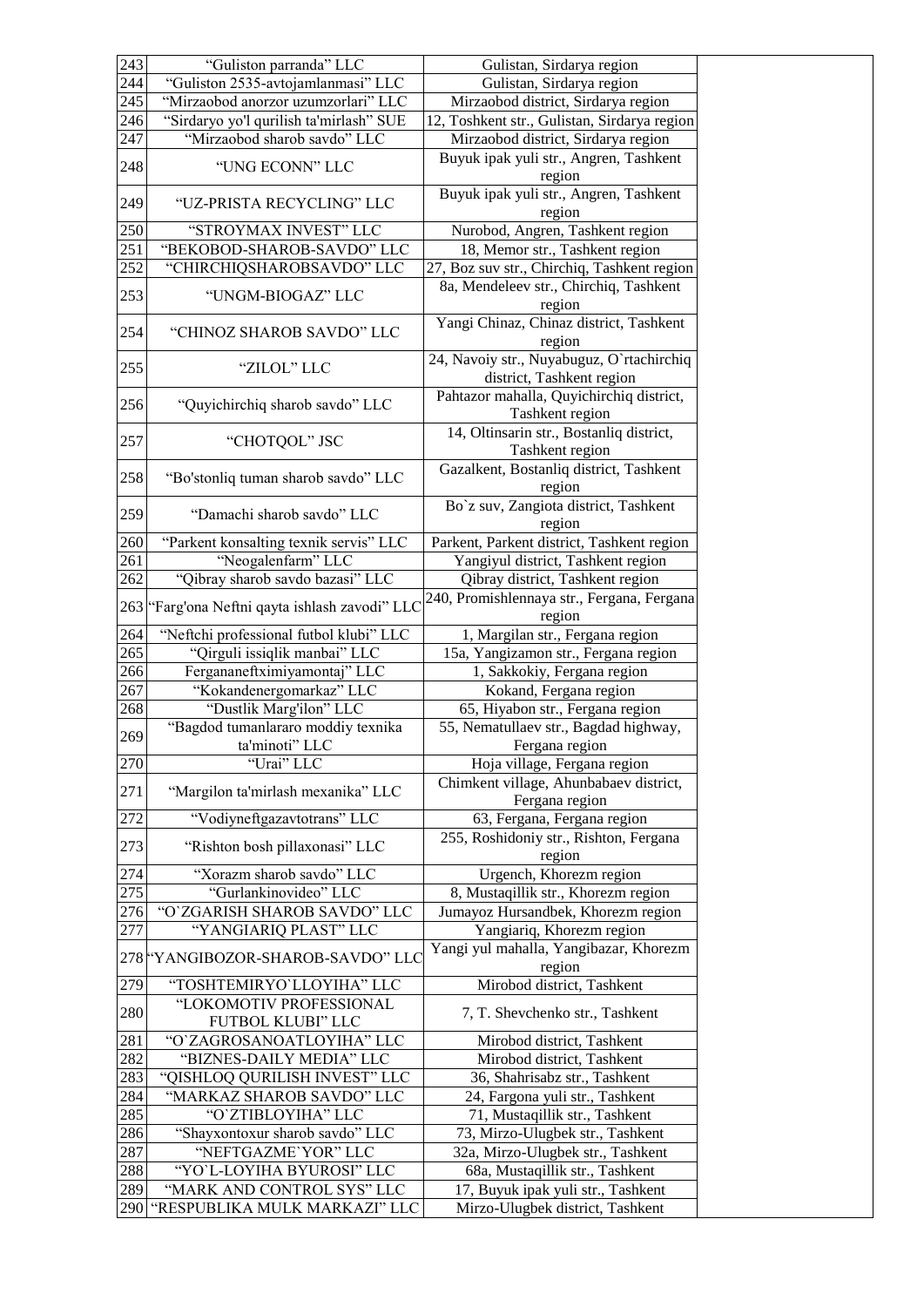| 243 | "Guliston parranda" LLC | Gulistan, Sirdarya region | |
|---|---|---|---|
| 244 | "Guliston 2535-avtojamlanmasi" LLC | Gulistan, Sirdarya region | |
| 245 | "Mirzaobod anorzor uzumzorlari" LLC | Mirzaobod district, Sirdarya region | |
| 246 | "Sirdaryo yo'l qurilish ta'mirlash" SUE | 12, Toshkent str., Gulistan, Sirdarya region | |
| 247 | "Mirzaobod sharob savdo" LLC | Mirzaobod district, Sirdarya region | |
| 248 | "UNG ECONN" LLC | Buyuk ipak yuli str., Angren, Tashkent region | |
| 249 | "UZ-PRISTA RECYCLING" LLC | Buyuk ipak yuli str., Angren, Tashkent region | |
| 250 | "STROYMAX INVEST" LLC | Nurobod, Angren, Tashkent region | |
| 251 | "BEKOBOD-SHAROB-SAVDO" LLC | 18, Memor str., Tashkent region | |
| 252 | "CHIRCHIQSHAROBSAVDO" LLC | 27, Boz suv str., Chirchiq, Tashkent region | |
| 253 | "UNGM-BIOGAZ" LLC | 8a, Mendeleev str., Chirchiq, Tashkent region | |
| 254 | "CHINOZ SHAROB SAVDO" LLC | Yangi Chinaz, Chinaz district, Tashkent region | |
| 255 | "ZILOL" LLC | 24, Navoiy str., Nuyabuguz, O`rtachirchiq district, Tashkent region | |
| 256 | "Quyichirchiq sharob savdo" LLC | Pahtazor mahalla, Quyichirchiq district, Tashkent region | |
| 257 | "CHOTQOL" JSC | 14, Oltinsarin str., Bostanliq district, Tashkent region | |
| 258 | "Bo'stonliq tuman sharob savdo" LLC | Gazalkent, Bostanliq district, Tashkent region | |
| 259 | "Damachi sharob savdo" LLC | Bo`z suv, Zangiota district, Tashkent region | |
| 260 | "Parkent konsalting texnik servis" LLC | Parkent, Parkent district, Tashkent region | |
| 261 | "Neogalenfarm" LLC | Yangiyul district, Tashkent region | |
| 262 | "Qibray sharob savdo bazasi" LLC | Qibray district, Tashkent region | |
| 263 | "Farg'ona Neftni qayta ishlash zavodi" LLC | 240, Promishlennaya str., Fergana, Fergana region | |
| 264 | "Neftchi professional futbol klubi" LLC | 1, Margilan str., Fergana region | |
| 265 | "Qirguli issiqlik manbai" LLC | 15a, Yangizamon str., Fergana region | |
| 266 | Fergananeftximiyamontaj" LLC | 1, Sakkokiy, Fergana region | |
| 267 | "Kokandenergomarkaz" LLC | Kokand, Fergana region | |
| 268 | "Dustlik Marg'ilon" LLC | 65, Hiyabon str., Fergana region | |
| 269 | "Bagdod tumanlararo moddiy texnika ta'minoti" LLC | 55, Nematullaev str., Bagdad highway, Fergana region | |
| 270 | "Urai" LLC | Hoja village, Fergana region | |
| 271 | "Margilon ta'mirlash mexanika" LLC | Chimkent village, Ahunbabaev district, Fergana region | |
| 272 | "Vodiyneftgazavtotrans" LLC | 63, Fergana, Fergana region | |
| 273 | "Rishton bosh pillaxonasi" LLC | 255, Roshidoniy str., Rishton, Fergana region | |
| 274 | "Xorazm sharob savdo" LLC | Urgench, Khorezm region | |
| 275 | "Gurlankinovideo" LLC | 8, Mustaqillik str., Khorezm region | |
| 276 | "O`ZGARISH SHAROB SAVDO" LLC | Jumayoz Hursandbek, Khorezm region | |
| 277 | "YANGIARIQ PLAST" LLC | Yangiariq, Khorezm region | |
| 278 | "YANGIBOZOR-SHAROB-SAVDO" LLC | Yangi yul mahalla, Yangibazar, Khorezm region | |
| 279 | "TOSHTEMIRYO`LLOYIHA" LLC | Mirobod district, Tashkent | |
| 280 | "LOKOMOTIV PROFESSIONAL FUTBOL KLUBI" LLC | 7, T. Shevchenko str., Tashkent | |
| 281 | "O`ZAGROSANOATLOYIHA" LLC | Mirobod district, Tashkent | |
| 282 | "BIZNES-DAILY MEDIA" LLC | Mirobod district, Tashkent | |
| 283 | "QISHLOQ QURILISH INVEST" LLC | 36, Shahrisabz str., Tashkent | |
| 284 | "MARKAZ SHAROB SAVDO" LLC | 24, Fargona yuli str., Tashkent | |
| 285 | "O`ZTIBLOYIHA" LLC | 71, Mustaqillik str., Tashkent | |
| 286 | "Shayxontoxur sharob savdo" LLC | 73, Mirzo-Ulugbek str., Tashkent | |
| 287 | "NEFTGAZME`YOR" LLC | 32a, Mirzo-Ulugbek str., Tashkent | |
| 288 | "YO`L-LOYIHA BYUROSI" LLC | 68a, Mustaqillik str., Tashkent | |
| 289 | "MARK AND CONTROL SYS" LLC | 17, Buyuk ipak yuli str., Tashkent | |
| 290 | "RESPUBLIKA MULK MARKAZI" LLC | Mirzo-Ulugbek district, Tashkent | |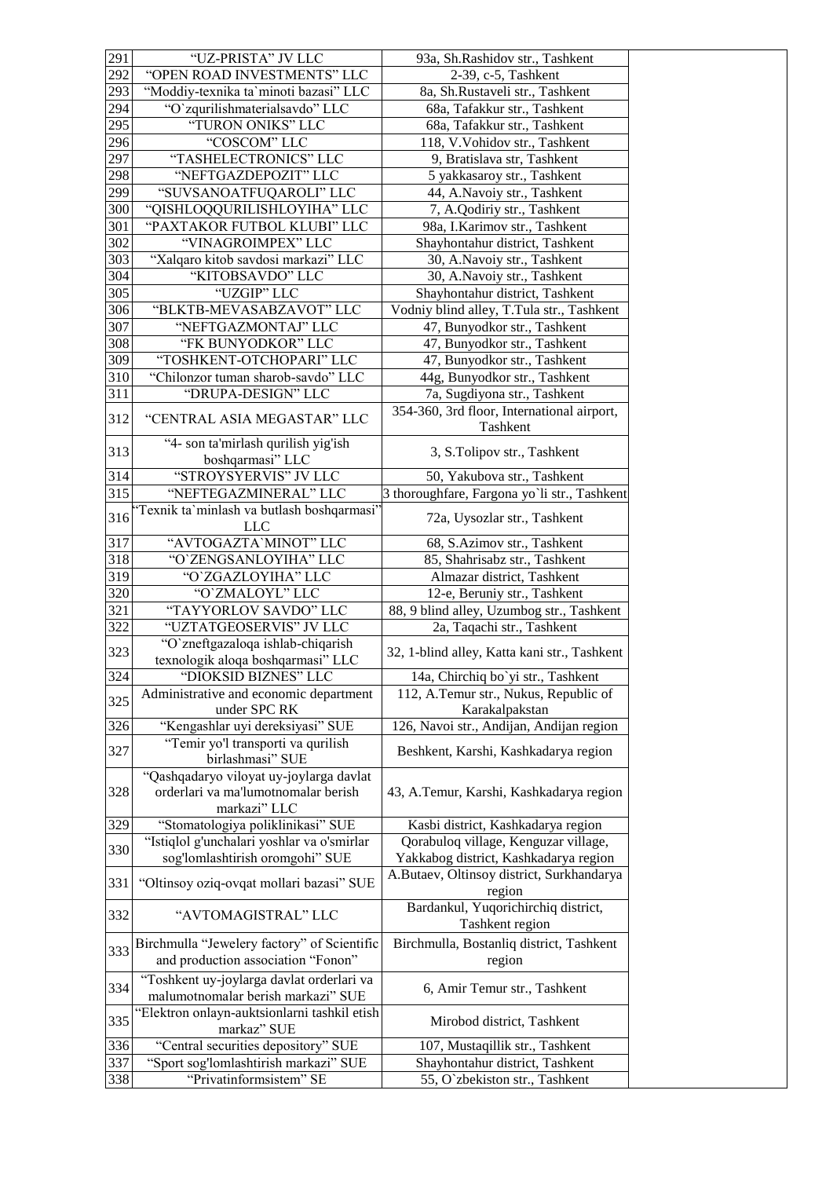| | | | |
|---|---|---|---|
| 291 | “UZ-PRISTA” JV LLC | 93a, Sh.Rashidov str., Tashkent | |
| 292 | “OPEN ROAD INVESTMENTS” LLC | 2-39, c-5, Tashkent | |
| 293 | “Moddiy-texnika ta`minoti bazasi” LLC | 8a, Sh.Rustaveli str., Tashkent | |
| 294 | “O`zqurilishmaterialsavdo” LLC | 68a, Tafakkur str., Tashkent | |
| 295 | “TURON ONIKS” LLC | 68a, Tafakkur str., Tashkent | |
| 296 | “COSCOM” LLC | 118, V.Vohidov str., Tashkent | |
| 297 | “TASHELECTRONICS” LLC | 9, Bratislava str, Tashkent | |
| 298 | “NEFTGAZDEPOZIT” LLC | 5 yakkasaroy str., Tashkent | |
| 299 | “SUVSANOATFUQAROLI” LLC | 44, A.Navoiy str., Tashkent | |
| 300 | “QISHLOQQURILISHLOYIHA” LLC | 7, A.Qodiriy str., Tashkent | |
| 301 | “PAXTAKOR FUTBOL KLUBI” LLC | 98a, I.Karimov str., Tashkent | |
| 302 | “VINAGROIMPEX” LLC | Shayhontahur district, Tashkent | |
| 303 | “Xalqaro kitob savdosi markazi” LLC | 30, A.Navoiy str., Tashkent | |
| 304 | “KITOBSAVDO” LLC | 30, A.Navoiy str., Tashkent | |
| 305 | “UZGIP” LLC | Shayhontahur district, Tashkent | |
| 306 | “BLKTB-MEVASABZAVOT” LLC | Vodniy blind alley, T.Tula str., Tashkent | |
| 307 | “NEFTGAZMONTAJ” LLC | 47, Bunyodkor str., Tashkent | |
| 308 | “FK BUNYODKOR” LLC | 47, Bunyodkor str., Tashkent | |
| 309 | “TOSHKENT-OTCHOPARI” LLC | 47, Bunyodkor str., Tashkent | |
| 310 | “Chilonzor tuman sharob-savdo” LLC | 44g, Bunyodkor str., Tashkent | |
| 311 | “DRUPA-DESIGN” LLC | 7a, Sugdiyona str., Tashkent | |
| 312 | “CENTRAL ASIA MEGASTAR” LLC | 354-360, 3rd floor, International airport, Tashkent | |
| 313 | “4- son ta'mirlash qurilish yig'ish boshqarmasi” LLC | 3, S.Tolipov str., Tashkent | |
| 314 | “STROYSYERVIS” JV LLC | 50, Yakubova str., Tashkent | |
| 315 | “NEFTEGAZMINERAL” LLC | 3 thoroughfare, Fargona yo`li str., Tashkent | |
| 316 | “Texnik ta`minlash va butlash boshqarmasi” LLC | 72a, Uysozlar str., Tashkent | |
| 317 | “AVTOGAZTA`MINOT” LLC | 68, S.Azimov str., Tashkent | |
| 318 | “O`ZENGSANLOYIHA” LLC | 85, Shahrisabz str., Tashkent | |
| 319 | “O`ZGAZLOYIHA” LLC | Almazar district, Tashkent | |
| 320 | “O`ZMALOYL” LLC | 12-e, Beruniy str., Tashkent | |
| 321 | “TAYYORLOV SAVDO” LLC | 88, 9 blind alley, Uzumbog str., Tashkent | |
| 322 | “UZTATGEOSERVIS” JV LLC | 2a, Taqachi str., Tashkent | |
| 323 | “O`zneftgazaloqa ishlab-chiqarish texnologik aloqa boshqarmasi” LLC | 32, 1-blind alley, Katta kani str., Tashkent | |
| 324 | “DIOKSID BIZNES” LLC | 14a, Chirchiq bo`yi str., Tashkent | |
| 325 | Administrative and economic department under SPC RK | 112, A.Temur str., Nukus, Republic of Karakalpakstan | |
| 326 | “Kengashlar uyi dereksiyasi” SUE | 126, Navoi str., Andijan, Andijan region | |
| 327 | “Temir yo'l transporti va qurilish birlashmasi” SUE | Beshkent, Karshi, Kashkadarya region | |
| 328 | “Qashqadaryo viloyat uy-joylarga davlat orderlari va ma'lumotnomalar berish markazi” LLC | 43, A.Temur, Karshi, Kashkadarya region | |
| 329 | “Stomatologiya poliklinikasi” SUE | Kasbi district, Kashkadarya region | |
| 330 | “Istiqlol g'unchalari yoshlar va o'smirlar sog'lomlashtirish oromgohi” SUE | Qorabuloq village, Kenguzar village, Yakkabog district, Kashkadarya region | |
| 331 | “Oltinsoy oziq-ovqat mollari bazasi” SUE | A.Butaev, Oltinsoy district, Surkhandarya region | |
| 332 | “AVTOMAGISTRAL” LLC | Bardankul, Yuqorichirchiq district, Tashkent region | |
| 333 | Birchmulla “Jewelery factory” of Scientific and production association “Fonon” | Birchmulla, Bostanliq district, Tashkent region | |
| 334 | “Toshkent uy-joylarga davlat orderlari va malumotnomalar berish markazi” SUE | 6, Amir Temur str., Tashkent | |
| 335 | “Elektron onlayn-auktsionlarni tashkil etish markaz” SUE | Mirobod district, Tashkent | |
| 336 | “Central securities depository” SUE | 107, Mustaqillik str., Tashkent | |
| 337 | “Sport sog'lomlashtirish markazi” SUE | Shayhontahur district, Tashkent | |
| 338 | “Privatinformsistem” SE | 55, O`zbekiston str., Tashkent | |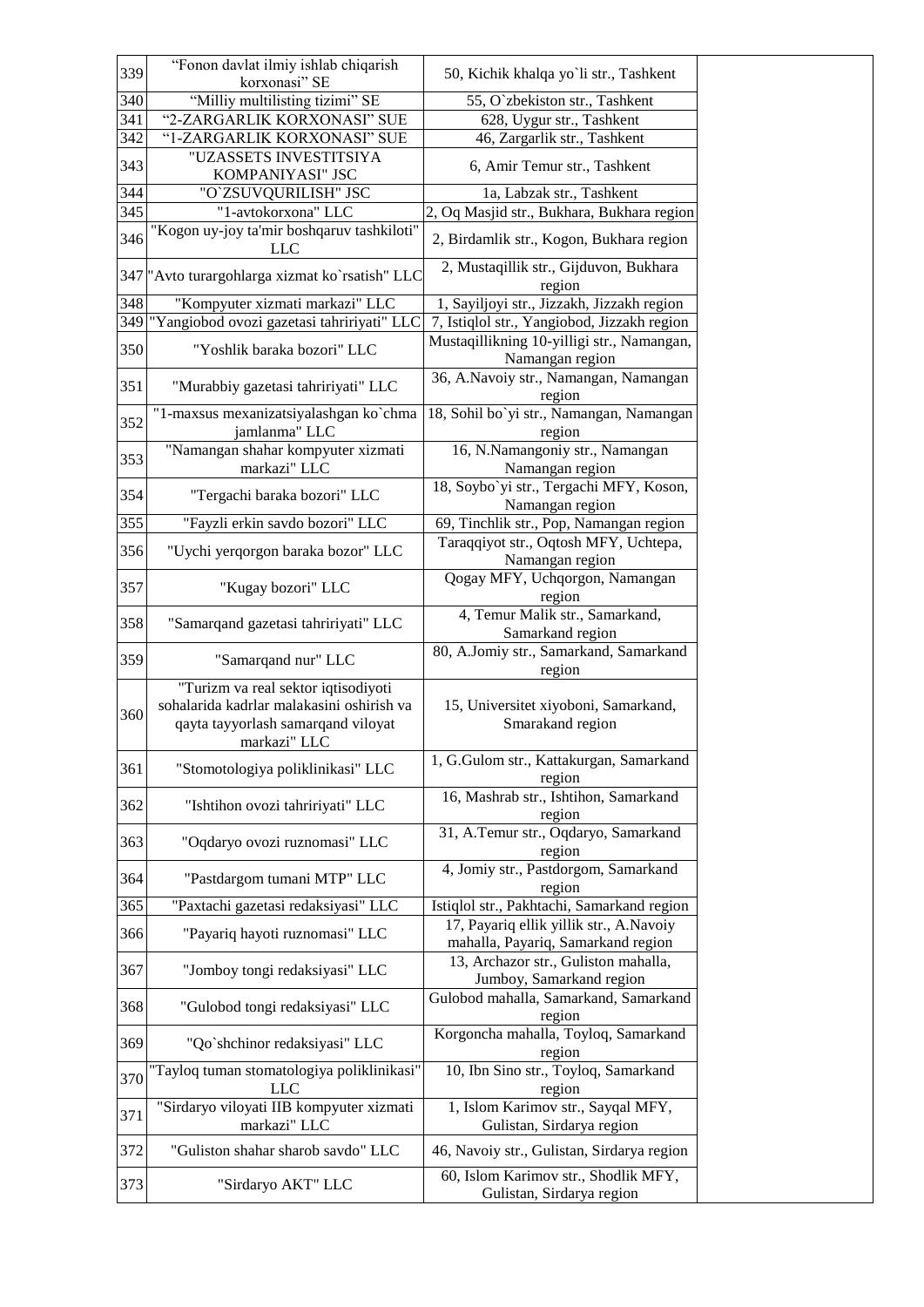| 339 | “Fonon davlat ilmiy ishlab chiqarish korxonasi” SE | 50, Kichik khalqa yo`li str., Tashkent | |
|---|---|---|---|
| 340 | “Milliy multilisting tizimi” SE | 55, O`zbekiston str., Tashkent | |
| 341 | “2-ZARGARLIK KORXONASI” SUE | 628, Uygur str., Tashkent | |
| 342 | “1-ZARGARLIK KORXONASI” SUE | 46, Zargarlik str., Tashkent | |
| 343 | "UZASSETS INVESTITSIYA KOMPANIYASI" JSC | 6, Amir Temur str., Tashkent | |
| 344 | "O`ZSUVQURILISH" JSC | 1a, Labzak str., Tashkent | |
| 345 | "1-avtokorxona" LLC | 2, Oq Masjid str., Bukhara, Bukhara region | |
| 346 | "Kogon uy-joy ta'mir boshqaruv tashkiloti" LLC | 2, Birdamlik str., Kogon, Bukhara region | |
| 347 | "Avto turargohlarga xizmat ko`rsatish" LLC | 2, Mustaqillik str., Gijduvon, Bukhara region | |
| 348 | "Kompyuter xizmati markazi" LLC | 1, Sayiljoyi str., Jizzakh, Jizzakh region | |
| 349 | "Yangiobod ovozi gazetasi tahririyati" LLC | 7, Istiqlol str., Yangiobod, Jizzakh region | |
| 350 | "Yoshlik baraka bozori" LLC | Mustaqillikning 10-yilligi str., Namangan, Namangan region | |
| 351 | "Murabbiy gazetasi tahririyati" LLC | 36, A.Navoiy str., Namangan, Namangan region | |
| 352 | "1-maxsus mexanizatsiyalashgan ko`chma jamlanma" LLC | 18, Sohil bo`yi str., Namangan, Namangan region | |
| 353 | "Namangan shahar kompyuter xizmati markazi" LLC | 16, N.Namangoniy str., Namangan Namangan region | |
| 354 | "Tergachi baraka bozori" LLC | 18, Soybo`yi str., Tergachi MFY, Koson, Namangan region | |
| 355 | "Fayzli erkin savdo bozori" LLC | 69, Tinchlik str., Pop, Namangan region | |
| 356 | "Uychi yerqorgon baraka bozor" LLC | Taraqqiyot str., Oqtosh MFY, Uchtepa, Namangan region | |
| 357 | "Kugay bozori" LLC | Qogay MFY, Uchqorgon, Namangan region | |
| 358 | "Samarqand gazetasi tahririyati" LLC | 4, Temur Malik str., Samarkand, Samarkand region | |
| 359 | "Samarqand nur" LLC | 80, A.Jomiy str., Samarkand, Samarkand region | |
| 360 | "Turizm va real sektor iqtisodiyoti sohalarida kadrlar malakasini oshirish va qayta tayyorlash samarqand viloyat markazi" LLC | 15, Universitet xiyoboni, Samarkand, Smarakand region | |
| 361 | "Stomotologiya poliklinikasi" LLC | 1, G.Gulom str., Kattakurgan, Samarkand region | |
| 362 | "Ishtihon ovozi tahririyati" LLC | 16, Mashrab str., Ishtihon, Samarkand region | |
| 363 | "Oqdaryo ovozi ruznomasi" LLC | 31, A.Temur str., Oqdaryo, Samarkand region | |
| 364 | "Pastdargom tumani MTP" LLC | 4, Jomiy str., Pastdorgom, Samarkand region | |
| 365 | "Paxtachi gazetasi redaksiyasi" LLC | Istiqlol str., Pakhtachi, Samarkand region | |
| 366 | "Payariq hayoti ruznomasi" LLC | 17, Payariq ellik yillik str., A.Navoiy mahalla, Payariq, Samarkand region | |
| 367 | "Jomboy tongi redaksiyasi" LLC | 13, Archazor str., Guliston mahalla, Jumboy, Samarkand region | |
| 368 | "Gulobod tongi redaksiyasi" LLC | Gulobod mahalla, Samarkand, Samarkand region | |
| 369 | "Qo`shchinor redaksiyasi" LLC | Korgoncha mahalla, Toyloq, Samarkand region | |
| 370 | "Tayloq tuman stomatologiya poliklinikasi" LLC | 10, Ibn Sino str., Toyloq, Samarkand region | |
| 371 | "Sirdaryo viloyati IIB kompyuter xizmati markazi" LLC | 1, Islom Karimov str., Sayqal MFY, Gulistan, Sirdarya region | |
| 372 | "Guliston shahar sharob savdo" LLC | 46, Navoiy str., Gulistan, Sirdarya region | |
| 373 | "Sirdaryo AKT" LLC | 60, Islom Karimov str., Shodlik MFY, Gulistan, Sirdarya region | |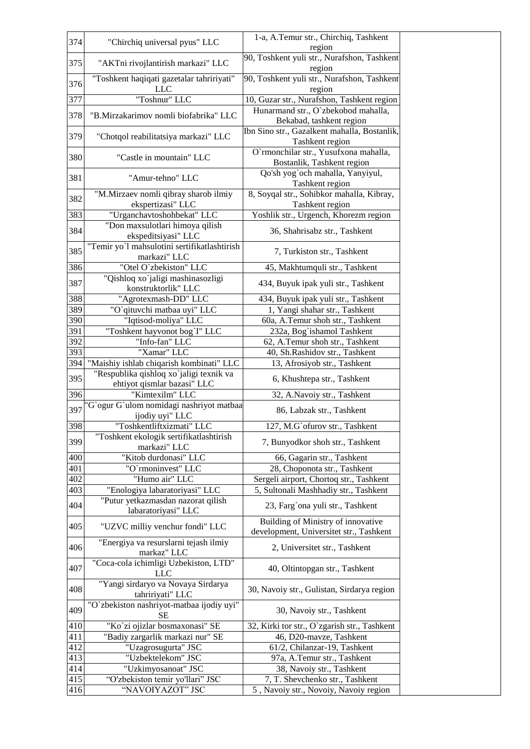| | | | |
|---|---|---|---|
| 374 | "Chirchiq universal pyus" LLC | 1-a, A.Temur str., Chirchiq, Tashkent region | |
| 375 | "AKTni rivojlantirish markazi" LLC | 90, Toshkent yuli str., Nurafshon, Tashkent region | |
| 376 | "Toshkent haqiqati gazetalar tahririyati" LLC | 90, Toshkent yuli str., Nurafshon, Tashkent region | |
| 377 | "Toshnur" LLC | 10, Guzar str., Nurafshon, Tashkent region | |
| 378 | "B.Mirzakarimov nomli biofabrika" LLC | Hunarmand str., O`zbekobod mahalla, Bekabad, tashkent region | |
| 379 | "Chotqol reabilitatsiya markazi" LLC | Ibn Sino str., Gazalkent mahalla, Bostanlik, Tashkent region | |
| 380 | "Castle in mountain" LLC | O`rmonchilar str., Yusufxona mahalla, Bostanlik, Tashkent region | |
| 381 | "Amur-tehno" LLC | Qo'sh yog`och mahalla, Yanyiyul, Tashkent region | |
| 382 | "M.Mirzaev nomli qibray sharob ilmiy ekspertizasi" LLC | 8, Soyqal str., Sohibkor mahalla, Kibray, Tashkent region | |
| 383 | "Urganchavtoshohbekat" LLC | Yoshlik str., Urgench, Khorezm region | |
| 384 | "Don maxsulotlari himoya qilish ekspeditsiyasi" LLC | 36, Shahrisabz str., Tashkent | |
| 385 | "Temir yo`l mahsulotini sertifikatlashtirish markazi" LLC | 7, Turkiston str., Tashkent | |
| 386 | "Otel O`zbekiston" LLC | 45, Makhtumquli str., Tashkent | |
| 387 | "Qishloq xo`jaligi mashinasozligi konstruktorlik" LLC | 434, Buyuk ipak yuli str., Tashkent | |
| 388 | "Agrotexmash-DD" LLC | 434, Buyuk ipak yuli str., Tashkent | |
| 389 | "O`qituvchi matbaa uyi" LLC | 1, Yangi shahar str., Tashkent | |
| 390 | "Iqtisod-moliya" LLC | 60a, A.Temur shoh str., Tashkent | |
| 391 | "Toshkent hayvonot bog`I" LLC | 232a, Bog`ishamol Tashkent | |
| 392 | "Info-fan" LLC | 62, A.Temur shoh str., Tashkent | |
| 393 | "Xamar" LLC | 40, Sh.Rashidov str., Tashkent | |
| 394 | "Maishiy ishlab chiqarish kombinati" LLC | 13, Afrosiyob str., Tashkent | |
| 395 | "Respublika qishloq xo`jaligi texnik va ehtiyot qismlar bazasi" LLC | 6, Khushtepa str., Tashkent | |
| 396 | "Kimtexilm" LLC | 32, A.Navoiy str., Tashkent | |
| 397 | "G`ogur G`ulom nomidagi nashriyot matbaa ijodiy uyi" LLC | 86, Labzak str., Tashkent | |
| 398 | "Toshkentliftxizmati" LLC | 127, M.G`ofurov str., Tashkent | |
| 399 | "Toshkent ekologik sertifikatlashtirish markazi" LLC | 7, Bunyodkor shoh str., Tashkent | |
| 400 | "Kitob durdonasi" LLC | 66, Gagarin str., Tashkent | |
| 401 | "O`rmoninvest" LLC | 28, Choponota str., Tashkent | |
| 402 | "Humo air" LLC | Sergeli airport, Chortoq str., Tashkent | |
| 403 | "Enologiya labaratoriyasi" LLC | 5, Sultonali Mashhadiy str., Tashkent | |
| 404 | "Putur yetkazmasdan nazorat qilish labaratoriyasi" LLC | 23, Farg`ona yuli str., Tashkent | |
| 405 | "UZVC milliy venchur fondi" LLC | Building of Ministry of innovative development, Universitet str., Tashkent | |
| 406 | "Energiya va resurslarni tejash ilmiy markaz" LLC | 2, Universitet str., Tashkent | |
| 407 | "Coca-cola ichimligi Uzbekiston, LTD" LLC | 40, Oltintopgan str., Tashkent | |
| 408 | "Yangi sirdaryo va Novaya Sirdarya tahririyati" LLC | 30, Navoiy str., Gulistan, Sirdarya region | |
| 409 | "O`zbekiston nashriyot-matbaa ijodiy uyi" SE | 30, Navoiy str., Tashkent | |
| 410 | "Ko`zi ojizlar bosmaxonasi" SE | 32, Kirki tor str., O`zgarish str., Tashkent | |
| 411 | "Badiy zargarlik markazi nur" SE | 46, D20-mavze, Tashkent | |
| 412 | "Uzagrosugurta" JSC | 61/2, Chilanzar-19, Tashkent | |
| 413 | "Uzbektelekom" JSC | 97a, A.Temur str., Tashkent | |
| 414 | "Uzkimyosanoat" JSC | 38, Navoiy str., Tashkent | |
| 415 | "O'zbekiston temir yo'llari" JSC | 7, T. Shevchenko str., Tashkent | |
| 416 | "NAVOIYAZOT" JSC | 5 , Navoiy str., Novoiy, Navoiy region | |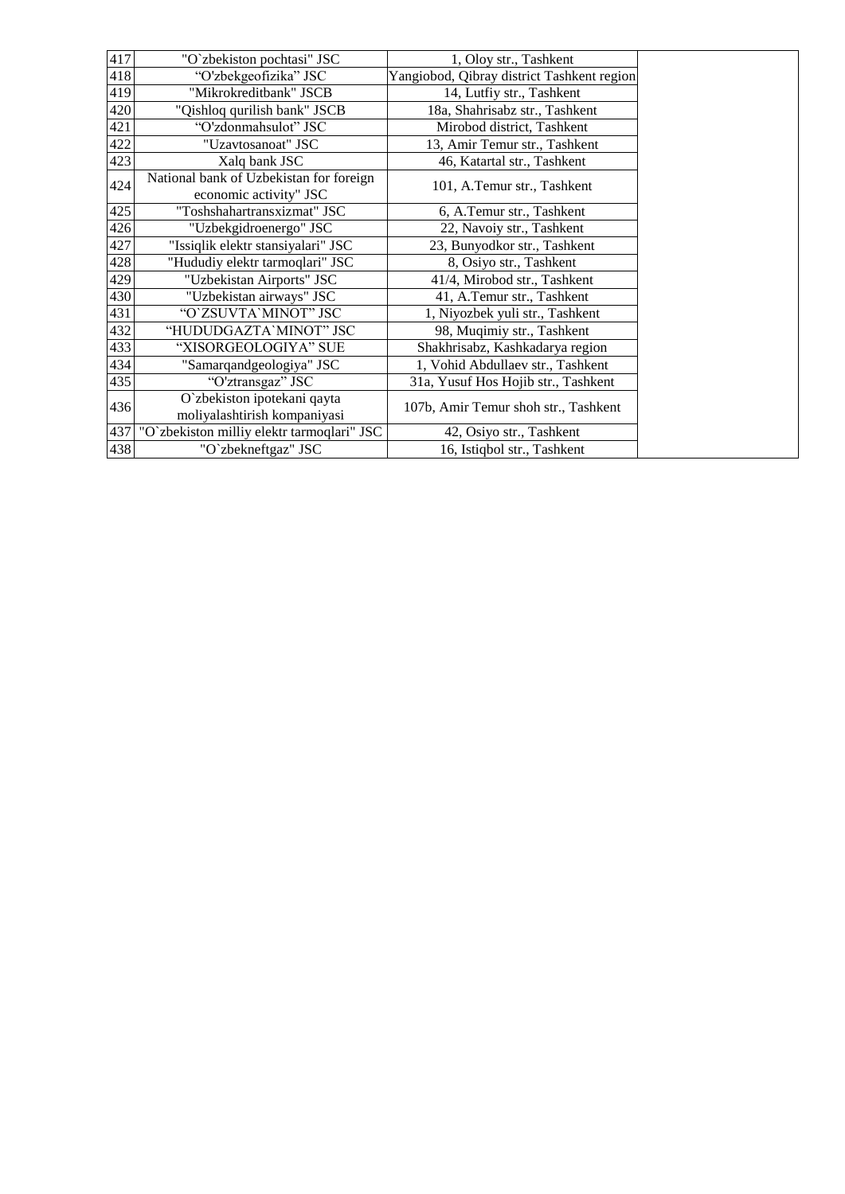| | | | |
|---|---|---|---|
| 417 | "O`zbekiston pochtasi" JSC | 1, Oloy str., Tashkent | |
| 418 | “O'zbekgeofizika” JSC | Yangiobod, Qibray district Tashkent region | |
| 419 | "Mikrokreditbank" JSCB | 14, Lutfiy str., Tashkent | |
| 420 | "Qishloq qurilish bank" JSCB | 18a, Shahrisabz str., Tashkent | |
| 421 | “O'zdonmahsulot” JSC | Mirobod district, Tashkent | |
| 422 | "Uzavtosanoat" JSC | 13, Amir Temur str., Tashkent | |
| 423 | Xalq bank JSC | 46, Katartal str., Tashkent | |
| 424 | National bank of Uzbekistan for foreign economic activity" JSC | 101, A.Temur str., Tashkent | |
| 425 | "Toshshahartransxizmat" JSC | 6, A.Temur str., Tashkent | |
| 426 | "Uzbekgidroenergo" JSC | 22, Navoiy str., Tashkent | |
| 427 | "Issiqlik elektr stansiyalari" JSC | 23, Bunyodkor str., Tashkent | |
| 428 | "Hududiy elektr tarmoqlari" JSC | 8, Osiyo str., Tashkent | |
| 429 | "Uzbekistan Airports" JSC | 41/4, Mirobod str., Tashkent | |
| 430 | "Uzbekistan airways" JSC | 41, A.Temur str., Tashkent | |
| 431 | “O`ZSUVTA`MINOT” JSC | 1, Niyozbek yuli str., Tashkent | |
| 432 | “HUDUDGAZTA`MINOT” JSC | 98, Muqimiy str., Tashkent | |
| 433 | “XISORGEOLOGIYA” SUE | Shakhrisabz, Kashkadarya region | |
| 434 | "Samarqandgeologiya" JSC | 1, Vohid Abdullaev str., Tashkent | |
| 435 | “O'ztransgaz” JSC | 31a, Yusuf Hos Hojib str., Tashkent | |
| 436 | O`zbekiston ipotekani qayta moliyalashtirish kompaniyasi | 107b, Amir Temur shoh str., Tashkent | |
| 437 | "O`zbekiston milliy elektr tarmoqlari" JSC | 42, Osiyo str., Tashkent | |
| 438 | "O`zbekneftgaz" JSC | 16, Istiqbol str., Tashkent | |